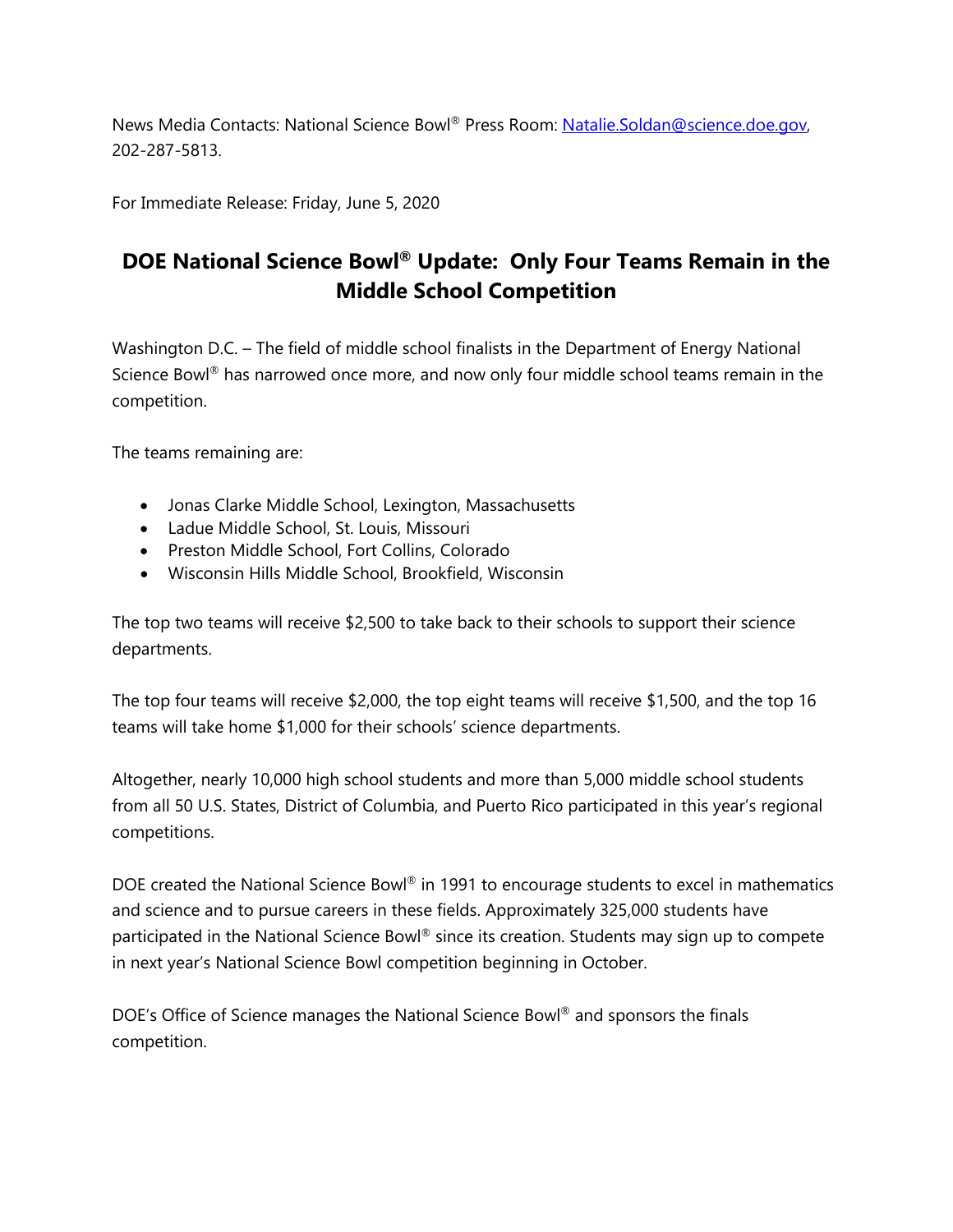News Media Contacts: National Science Bowl® Press Room: Natalie.Soldan@science.doe.gov, 202-287-5813.

For Immediate Release: Friday, June 5, 2020

# DOE National Science Bowl® Update: Only Four Teams Remain in the Middle School Competition

Washington D.C. – The field of middle school finalists in the Department of Energy National Science Bowl® has narrowed once more, and now only four middle school teams remain in the competition.

The teams remaining are:

- Jonas Clarke Middle School, Lexington, Massachusetts
- Ladue Middle School, St. Louis, Missouri
- Preston Middle School, Fort Collins, Colorado
- Wisconsin Hills Middle School, Brookfield, Wisconsin

The top two teams will receive $2,500 to take back to their schools to support their science departments.

The top four teams will receive $2,000, the top eight teams will receive $1,500, and the top 16 teams will take home $1,000 for their schools' science departments.

Altogether, nearly 10,000 high school students and more than 5,000 middle school students from all 50 U.S. States, District of Columbia, and Puerto Rico participated in this year's regional competitions.

DOE created the National Science Bowl® in 1991 to encourage students to excel in mathematics and science and to pursue careers in these fields. Approximately 325,000 students have participated in the National Science Bowl® since its creation. Students may sign up to compete in next year's National Science Bowl competition beginning in October.

DOE's Office of Science manages the National Science Bowl® and sponsors the finals competition.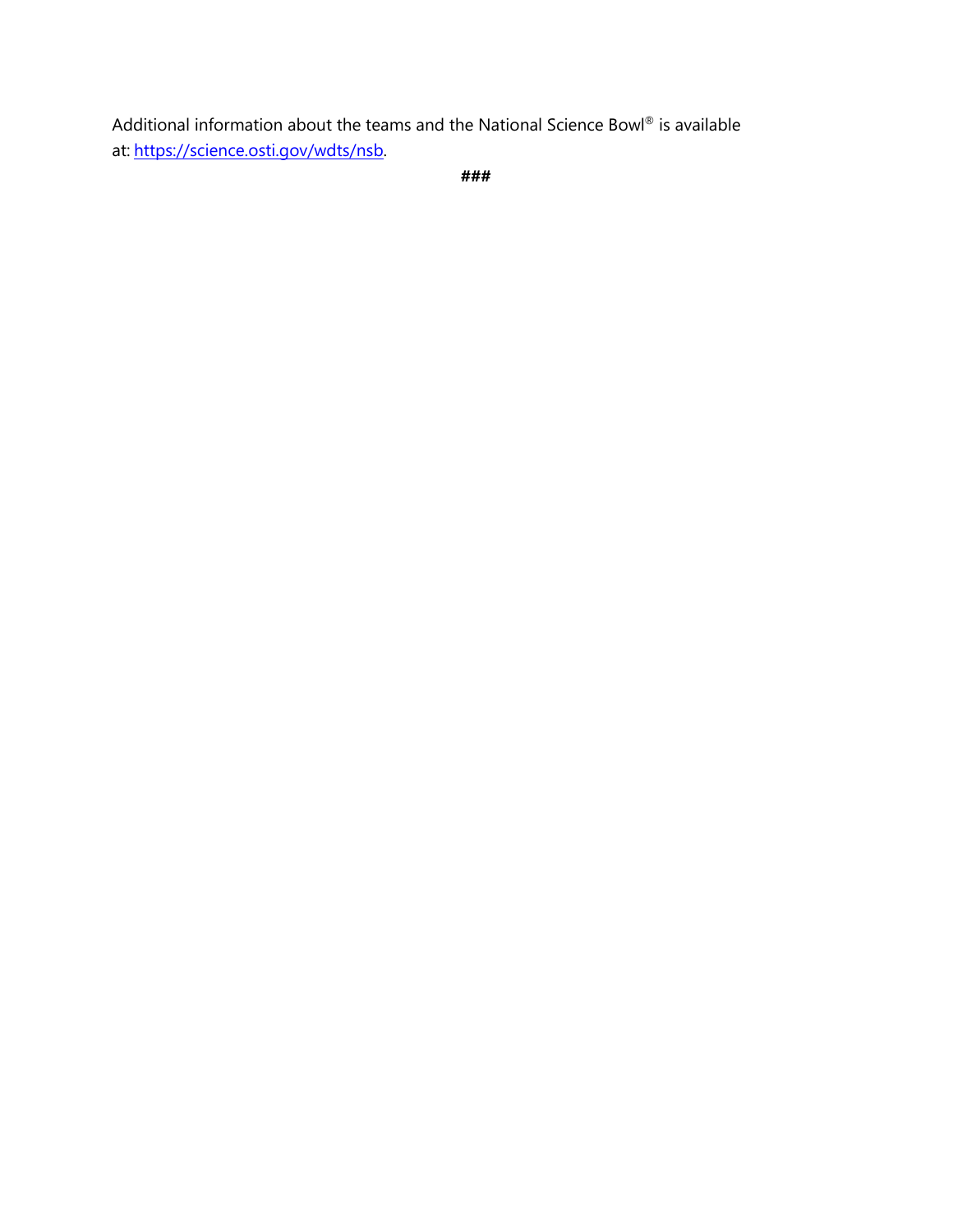Additional information about the teams and the National Science Bowl® is available at: [https://science.osti.gov/wdts/nsb](https://science.osti.gov/wdts/nsb).

###